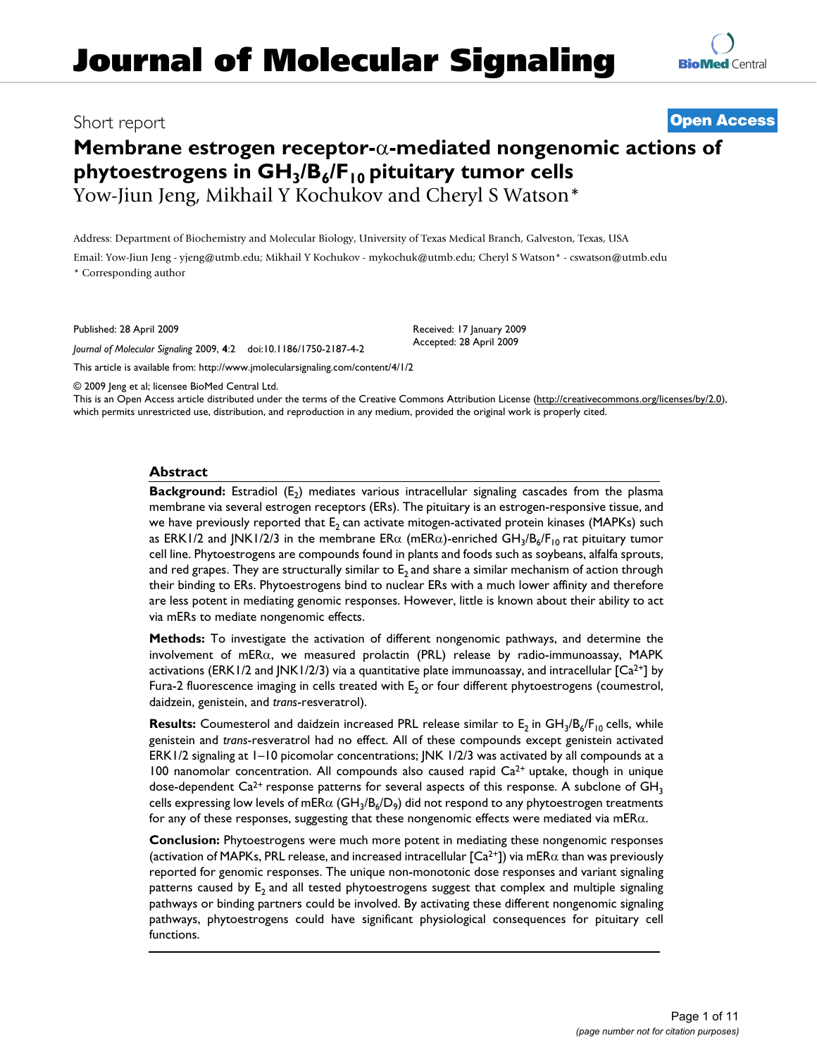# Journal of Molecular Signaling

Short report

**Open Access**

# Membrane estrogen receptor-α-mediated nongenomic actions of phytoestrogens in $GH_3/B_6/F_{10}$ pituitary tumor cells

Yow-Jiun Jeng, Mikhail Y Kochukov and Cheryl S Watson*

Address: Department of Biochemistry and Molecular Biology, University of Texas Medical Branch, Galveston, Texas, USA

Email: Yow-Jiun Jeng - yjeng@utmb.edu; Mikhail Y Kochukov - mykochuk@utmb.edu; Cheryl S Watson* - cswatson@utmb.edu

\* Corresponding author

Published: 28 April 2009

*Journal of Molecular Signaling* 2009, **4**:2 doi:10.1186/1750-2187-4-2

Received: 17 January 2009
Accepted: 28 April 2009

This article is available from: http://www.jmolecularsignaling.com/content/4/1/2

© 2009 Jeng et al; licensee BioMed Central Ltd.

This is an Open Access article distributed under the terms of the Creative Commons Attribution License (http://creativecommons.org/licenses/by/2.0), which permits unrestricted use, distribution, and reproduction in any medium, provided the original work is properly cited.

## Abstract

**Background:** Estradiol ($E_2$) mediates various intracellular signaling cascades from the plasma membrane via several estrogen receptors (ERs). The pituitary is an estrogen-responsive tissue, and we have previously reported that $E_2$ can activate mitogen-activated protein kinases (MAPKs) such as ERK1/2 and JNK1/2/3 in the membrane ERα (mERα)-enriched $GH_3/B_6/F_{10}$ rat pituitary tumor cell line. Phytoestrogens are compounds found in plants and foods such as soybeans, alfalfa sprouts, and red grapes. They are structurally similar to $E_2$ and share a similar mechanism of action through their binding to ERs. Phytoestrogens bind to nuclear ERs with a much lower affinity and therefore are less potent in mediating genomic responses. However, little is known about their ability to act via mERs to mediate nongenomic effects.

**Methods:** To investigate the activation of different nongenomic pathways, and determine the involvement of mERα, we measured prolactin (PRL) release by radio-immunoassay, MAPK activations (ERK1/2 and JNK1/2/3) via a quantitative plate immunoassay, and intracellular [$Ca^{2+}$] by Fura-2 fluorescence imaging in cells treated with $E_2$ or four different phytoestrogens (coumestrol, daidzein, genistein, and *trans*-resveratrol).

**Results:** Coumesterol and daidzein increased PRL release similar to $E_2$ in $GH_3/B_6/F_{10}$ cells, while genistein and *trans*-resveratrol had no effect. All of these compounds except genistein activated ERK1/2 signaling at 1–10 picomolar concentrations; JNK 1/2/3 was activated by all compounds at a 100 nanomolar concentration. All compounds also caused rapid $Ca^{2+}$ uptake, though in unique dose-dependent $Ca^{2+}$ response patterns for several aspects of this response. A subclone of $GH_3$ cells expressing low levels of mERα ($GH_3/B_6/D_9$) did not respond to any phytoestrogen treatments for any of these responses, suggesting that these nongenomic effects were mediated via mERα.

**Conclusion:** Phytoestrogens were much more potent in mediating these nongenomic responses (activation of MAPKs, PRL release, and increased intracellular [$Ca^{2+}$]) via mERα than was previously reported for genomic responses. The unique non-monotonic dose responses and variant signaling patterns caused by $E_2$ and all tested phytoestrogens suggest that complex and multiple signaling pathways or binding partners could be involved. By activating these different nongenomic signaling pathways, phytoestrogens could have significant physiological consequences for pituitary cell functions.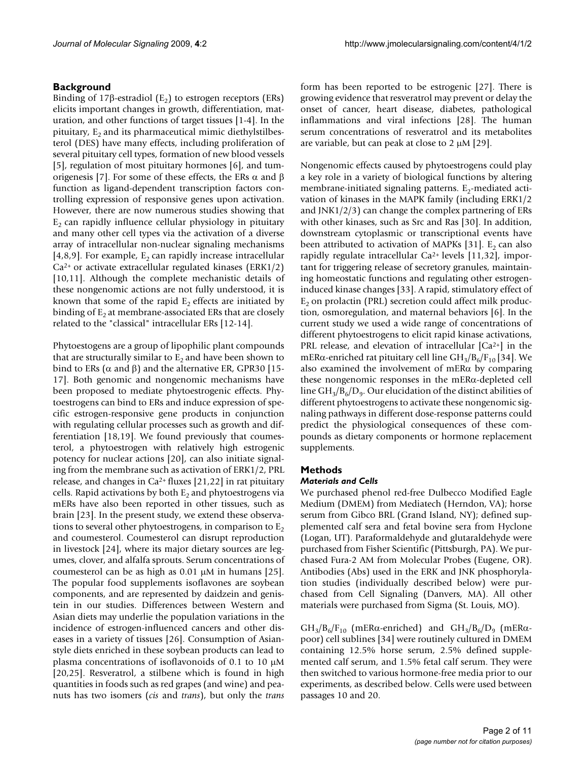## Background

Binding of 17β-estradiol ($E_2$) to estrogen receptors (ERs) elicits important changes in growth, differentiation, maturation, and other functions of target tissues [1-4]. In the pituitary, $E_2$ and its pharmaceutical mimic diethylstilbesterol (DES) have many effects, including proliferation of several pituitary cell types, formation of new blood vessels [5], regulation of most pituitary hormones [6], and tumorigenesis [7]. For some of these effects, the ERs α and β function as ligand-dependent transcription factors controlling expression of responsive genes upon activation. However, there are now numerous studies showing that $E_2$ can rapidly influence cellular physiology in pituitary and many other cell types via the activation of a diverse array of intracellular non-nuclear signaling mechanisms [4,8,9]. For example, $E_2$ can rapidly increase intracellular $Ca^{2+}$ or activate extracellular regulated kinases (ERK1/2) [10,11]. Although the complete mechanistic details of these nongenomic actions are not fully understood, it is known that some of the rapid $E_2$ effects are initiated by binding of $E_2$ at membrane-associated ERs that are closely related to the "classical" intracellular ERs [12-14].

Phytoestogens are a group of lipophilic plant compounds that are structurally similar to $E_2$ and have been shown to bind to ERs (α and β) and the alternative ER, GPR30 [15-17]. Both genomic and nongenomic mechanisms have been proposed to mediate phytoestrogenic effects. Phytoestrogens can bind to ERs and induce expression of specific estrogen-responsive gene products in conjunction with regulating cellular processes such as growth and differentiation [18,19]. We found previously that coumesterol, a phytoestrogen with relatively high estrogenic potency for nuclear actions [20], can also initiate signaling from the membrane such as activation of ERK1/2, PRL release, and changes in $Ca^{2+}$ fluxes [21,22] in rat pituitary cells. Rapid activations by both $E_2$ and phytoestrogens via mERs have also been reported in other tissues, such as brain [23]. In the present study, we extend these observations to several other phytoestrogens, in comparison to $E_2$ and coumesterol. Coumesterol can disrupt reproduction in livestock [24], where its major dietary sources are legumes, clover, and alfalfa sprouts. Serum concentrations of coumesterol can be as high as 0.01 μM in humans [25]. The popular food supplements isoflavones are soybean components, and are represented by daidzein and genistein in our studies. Differences between Western and Asian diets may underlie the population variations in the incidence of estrogen-influenced cancers and other diseases in a variety of tissues [26]. Consumption of Asian-style diets enriched in these soybean products can lead to plasma concentrations of isoflavonoids of 0.1 to 10 μM [20,25]. Resveratrol, a stilbene which is found in high quantities in foods such as red grapes (and wine) and peanuts has two isomers (*cis* and *trans*), but only the *trans* form has been reported to be estrogenic [27]. There is growing evidence that resveratrol may prevent or delay the onset of cancer, heart disease, diabetes, pathological inflammations and viral infections [28]. The human serum concentrations of resveratrol and its metabolites are variable, but can peak at close to 2 μM [29].

Nongenomic effects caused by phytoestrogens could play a key role in a variety of biological functions by altering membrane-initiated signaling patterns. $E_2$-mediated activation of kinases in the MAPK family (including ERK1/2 and JNK1/2/3) can change the complex partnering of ERs with other kinases, such as Src and Ras [30]. In addition, downstream cytoplasmic or transcriptional events have been attributed to activation of MAPKs [31]. $E_2$ can also rapidly regulate intracellular $Ca^{2+}$ levels [11,32], important for triggering release of secretory granules, maintaining homeostatic functions and regulating other estrogen-induced kinase changes [33]. A rapid, stimulatory effect of $E_2$ on prolactin (PRL) secretion could affect milk production, osmoregulation, and maternal behaviors [6]. In the current study we used a wide range of concentrations of different phytoestrogens to elicit rapid kinase activations, PRL release, and elevation of intracellular $[Ca^{2+}]$ in the mERα-enriched rat pituitary cell line $GH_3/B_6/F_{10}$ [34]. We also examined the involvement of mERα by comparing these nongenomic responses in the mERα-depleted cell line $GH_3/B_6/D_9$. Our elucidation of the distinct abilities of different phytoestrogens to activate these nongenomic signaling pathways in different dose-response patterns could predict the physiological consequences of these compounds as dietary components or hormone replacement supplements.

## Methods

### *Materials and Cells*

We purchased phenol red-free Dulbecco Modified Eagle Medium (DMEM) from Mediatech (Herndon, VA); horse serum from Gibco BRL (Grand Island, NY); defined supplemented calf sera and fetal bovine sera from Hyclone (Logan, UT). Paraformaldehyde and glutaraldehyde were purchased from Fisher Scientific (Pittsburgh, PA). We purchased Fura-2 AM from Molecular Probes (Eugene, OR). Antibodies (Abs) used in the ERK and JNK phosphorylation studies (individually described below) were purchased from Cell Signaling (Danvers, MA). All other materials were purchased from Sigma (St. Louis, MO).

$GH_3/B_6/F_{10}$ (mERα-enriched) and $GH_3/B_6/D_9$ (mERα-poor) cell sublines [34] were routinely cultured in DMEM containing 12.5% horse serum, 2.5% defined supplemented calf serum, and 1.5% fetal calf serum. They were then switched to various hormone-free media prior to our experiments, as described below. Cells were used between passages 10 and 20.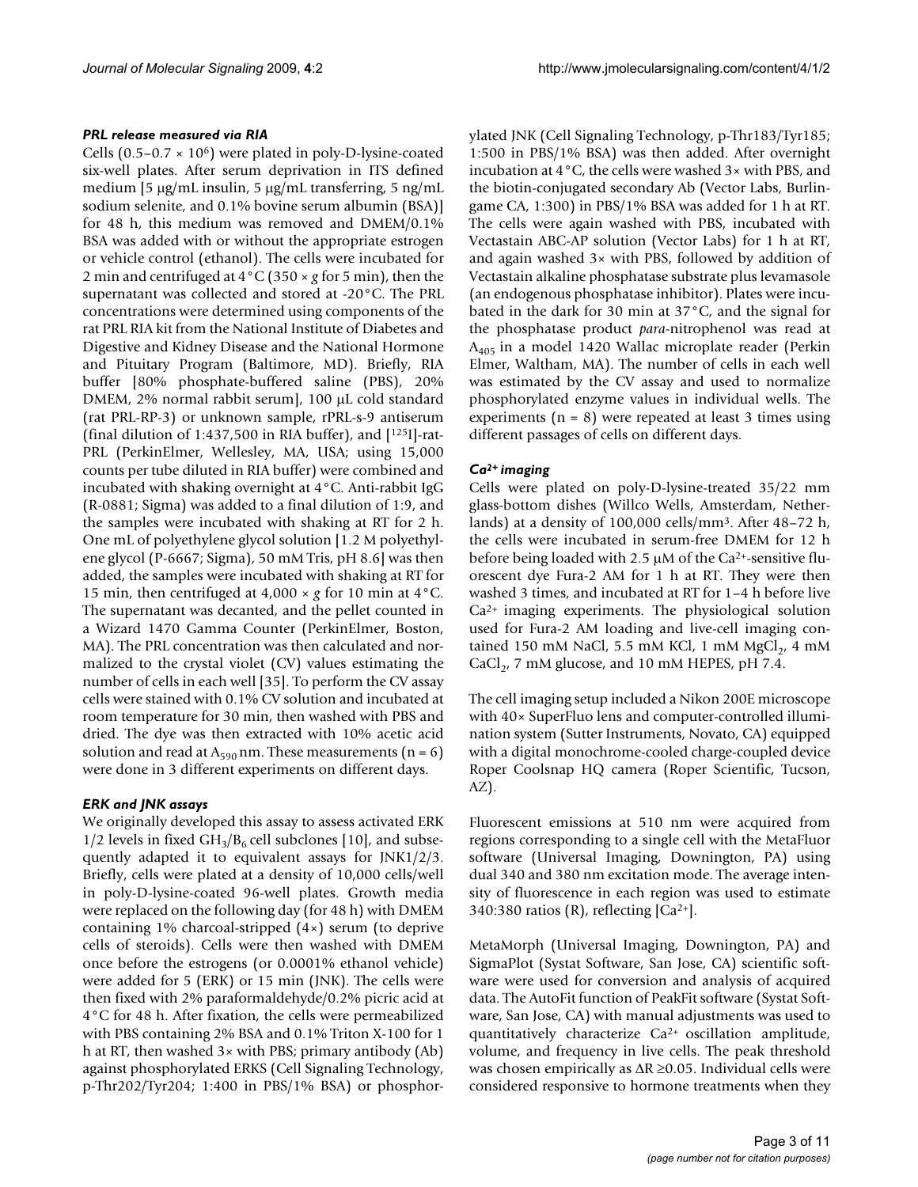### *PRL release measured via RIA*

Cells ($0.5–0.7 \times 10^6$) were plated in poly-D-lysine-coated six-well plates. After serum deprivation in ITS defined medium [5 μg/mL insulin, 5 μg/mL transferring, 5 ng/mL sodium selenite, and 0.1% bovine serum albumin (BSA)] for 48 h, this medium was removed and DMEM/0.1% BSA was added with or without the appropriate estrogen or vehicle control (ethanol). The cells were incubated for 2 min and centrifuged at 4°C (350 × *g* for 5 min), then the supernatant was collected and stored at -20°C. The PRL concentrations were determined using components of the rat PRL RIA kit from the National Institute of Diabetes and Digestive and Kidney Disease and the National Hormone and Pituitary Program (Baltimore, MD). Briefly, RIA buffer [80% phosphate-buffered saline (PBS), 20% DMEM, 2% normal rabbit serum], 100 μL cold standard (rat PRL-RP-3) or unknown sample, rPRL-s-9 antiserum (final dilution of 1:437,500 in RIA buffer), and [$^{125}$I]-rat-PRL (PerkinElmer, Wellesley, MA, USA; using 15,000 counts per tube diluted in RIA buffer) were combined and incubated with shaking overnight at 4°C. Anti-rabbit IgG (R-0881; Sigma) was added to a final dilution of 1:9, and the samples were incubated with shaking at RT for 2 h. One mL of polyethylene glycol solution [1.2 M polyethylene glycol (P-6667; Sigma), 50 mM Tris, pH 8.6] was then added, the samples were incubated with shaking at RT for 15 min, then centrifuged at 4,000 × *g* for 10 min at 4°C. The supernatant was decanted, and the pellet counted in a Wizard 1470 Gamma Counter (PerkinElmer, Boston, MA). The PRL concentration was then calculated and normalized to the crystal violet (CV) values estimating the number of cells in each well [35]. To perform the CV assay cells were stained with 0.1% CV solution and incubated at room temperature for 30 min, then washed with PBS and dried. The dye was then extracted with 10% acetic acid solution and read at $A_{590}$ nm. These measurements (n = 6) were done in 3 different experiments on different days.

### *ERK and JNK assays*

We originally developed this assay to assess activated ERK 1/2 levels in fixed $GH_3/B_6$ cell subclones [10], and subsequently adapted it to equivalent assays for JNK1/2/3. Briefly, cells were plated at a density of 10,000 cells/well in poly-D-lysine-coated 96-well plates. Growth media were replaced on the following day (for 48 h) with DMEM containing 1% charcoal-stripped (4×) serum (to deprive cells of steroids). Cells were then washed with DMEM once before the estrogens (or 0.0001% ethanol vehicle) were added for 5 (ERK) or 15 min (JNK). The cells were then fixed with 2% paraformaldehyde/0.2% picric acid at 4°C for 48 h. After fixation, the cells were permeabilized with PBS containing 2% BSA and 0.1% Triton X-100 for 1 h at RT, then washed 3× with PBS; primary antibody (Ab) against phosphorylated ERKS (Cell Signaling Technology, p-Thr202/Tyr204; 1:400 in PBS/1% BSA) or phosphorylated JNK (Cell Signaling Technology, p-Thr183/Tyr185; 1:500 in PBS/1% BSA) was then added. After overnight incubation at 4°C, the cells were washed 3× with PBS, and the biotin-conjugated secondary Ab (Vector Labs, Burlingame CA, 1:300) in PBS/1% BSA was added for 1 h at RT. The cells were again washed with PBS, incubated with Vectastain ABC-AP solution (Vector Labs) for 1 h at RT, and again washed 3× with PBS, followed by addition of Vectastain alkaline phosphatase substrate plus levamasole (an endogenous phosphatase inhibitor). Plates were incubated in the dark for 30 min at 37°C, and the signal for the phosphatase product *para*-nitrophenol was read at $A_{405}$ in a model 1420 Wallac microplate reader (Perkin Elmer, Waltham, MA). The number of cells in each well was estimated by the CV assay and used to normalize phosphorylated enzyme values in individual wells. The experiments (n = 8) were repeated at least 3 times using different passages of cells on different days.

### *$Ca^{2+}$ imaging*

Cells were plated on poly-D-lysine-treated 35/22 mm glass-bottom dishes (Willco Wells, Amsterdam, Netherlands) at a density of 100,000 cells/mm$^3$. After 48–72 h, the cells were incubated in serum-free DMEM for 12 h before being loaded with 2.5 μM of the $Ca^{2+}$-sensitive fluorescent dye Fura-2 AM for 1 h at RT. They were then washed 3 times, and incubated at RT for 1–4 h before live $Ca^{2+}$ imaging experiments. The physiological solution used for Fura-2 AM loading and live-cell imaging contained 150 mM NaCl, 5.5 mM KCl, 1 mM $MgCl_2$, 4 mM $CaCl_2$, 7 mM glucose, and 10 mM HEPES, pH 7.4.

The cell imaging setup included a Nikon 200E microscope with 40× SuperFluo lens and computer-controlled illumination system (Sutter Instruments, Novato, CA) equipped with a digital monochrome-cooled charge-coupled device Roper Coolsnap HQ camera (Roper Scientific, Tucson, AZ).

Fluorescent emissions at 510 nm were acquired from regions corresponding to a single cell with the MetaFluor software (Universal Imaging, Downington, PA) using dual 340 and 380 nm excitation mode. The average intensity of fluorescence in each region was used to estimate 340:380 ratios (R), reflecting [$Ca^{2+}$].

MetaMorph (Universal Imaging, Downington, PA) and SigmaPlot (Systat Software, San Jose, CA) scientific software were used for conversion and analysis of acquired data. The AutoFit function of PeakFit software (Systat Software, San Jose, CA) with manual adjustments was used to quantitatively characterize $Ca^{2+}$ oscillation amplitude, volume, and frequency in live cells. The peak threshold was chosen empirically as $\Delta R \geq 0.05$. Individual cells were considered responsive to hormone treatments when they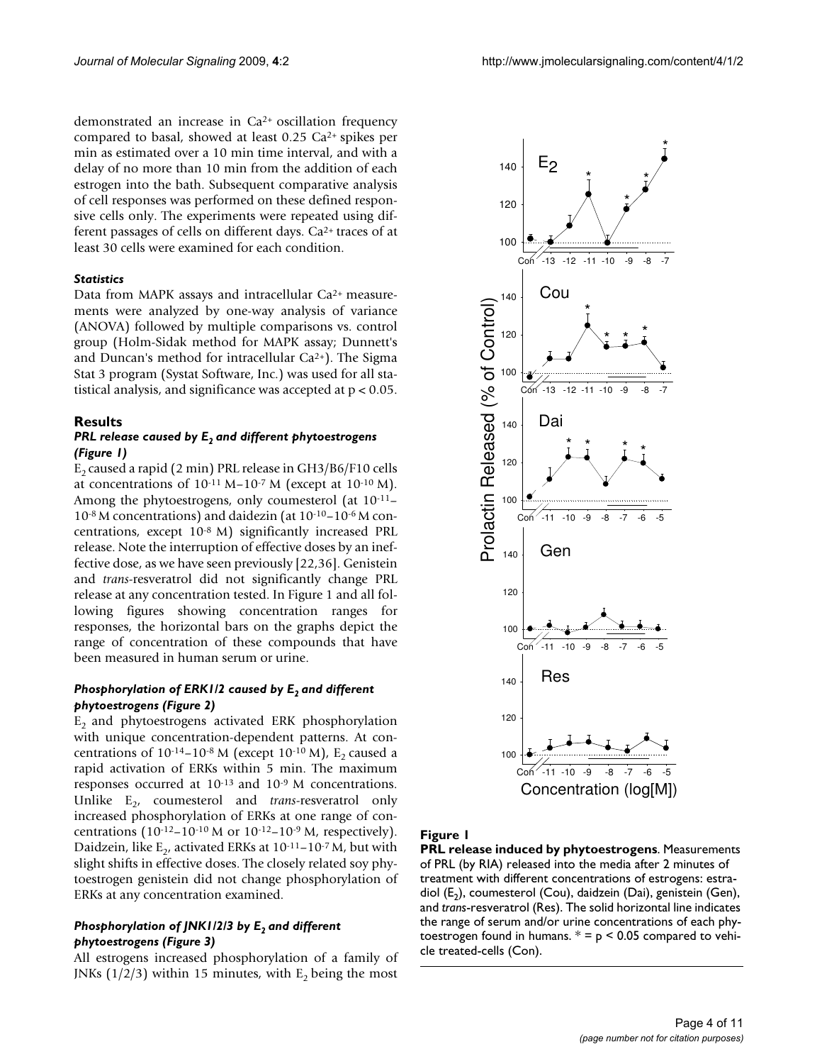demonstrated an increase in $Ca^{2+}$ oscillation frequency compared to basal, showed at least 0.25 $Ca^{2+}$ spikes per min as estimated over a 10 min time interval, and with a delay of no more than 10 min from the addition of each estrogen into the bath. Subsequent comparative analysis of cell responses was performed on these defined responsive cells only. The experiments were repeated using different passages of cells on different days. $Ca^{2+}$ traces of at least 30 cells were examined for each condition.

### *Statistics*

Data from MAPK assays and intracellular $Ca^{2+}$ measurements were analyzed by one-way analysis of variance (ANOVA) followed by multiple comparisons vs. control group (Holm-Sidak method for MAPK assay; Dunnett's and Duncan's method for intracellular $Ca^{2+}$). The Sigma Stat 3 program (Systat Software, Inc.) was used for all statistical analysis, and significance was accepted at $p < 0.05$.

## Results

### *PRL release caused by $E_2$ and different phytoestrogens (Figure 1)*

$E_2$ caused a rapid (2 min) PRL release in GH3/B6/F10 cells at concentrations of $10^{-11}$ M–$10^{-7}$ M (except at $10^{-10}$ M). Among the phytoestrogens, only coumesterol (at $10^{-11}$–$10^{-8}$ M concentrations) and daidezin (at $10^{-10}$–$10^{-6}$ M concentrations, except $10^{-8}$ M) significantly increased PRL release. Note the interruption of effective doses by an ineffective dose, as we have seen previously [22,36]. Genistein and *trans*-resveratrol did not significantly change PRL release at any concentration tested. In Figure 1 and all following figures showing concentration ranges for responses, the horizontal bars on the graphs depict the range of concentration of these compounds that have been measured in human serum or urine.

### *Phosphorylation of ERK1/2 caused by $E_2$ and different phytoestrogens (Figure 2)*

$E_2$ and phytoestrogens activated ERK phosphorylation with unique concentration-dependent patterns. At concentrations of $10^{-14}$–$10^{-8}$ M (except $10^{-10}$ M), $E_2$ caused a rapid activation of ERKs within 5 min. The maximum responses occurred at $10^{-13}$ and $10^{-9}$ M concentrations. Unlike $E_2$, coumesterol and *trans*-resveratrol only increased phosphorylation of ERKs at one range of concentrations ($10^{-12}$–$10^{-10}$ M or $10^{-12}$–$10^{-9}$ M, respectively). Daidzein, like $E_2$, activated ERKs at $10^{-11}$–$10^{-7}$ M, but with slight shifts in effective doses. The closely related soy phytoestrogen genistein did not change phosphorylation of ERKs at any concentration examined.

### *Phosphorylation of JNK1/2/3 by $E_2$ and different phytoestrogens (Figure 3)*

All estrogens increased phosphorylation of a family of JNKs (1/2/3) within 15 minutes, with $E_2$ being the most

**Figure 1**

**PRL release induced by phytoestrogens**. Measurements of PRL (by RIA) released into the media after 2 minutes of treatment with different concentrations of estrogens: estradiol ($E_2$), coumesterol (Cou), daidzein (Dai), genistein (Gen), and *trans*-resveratrol (Res). The solid horizontal line indicates the range of serum and/or urine concentrations of each phytoestrogen found in humans. * = $p < 0.05$ compared to vehicle treated-cells (Con).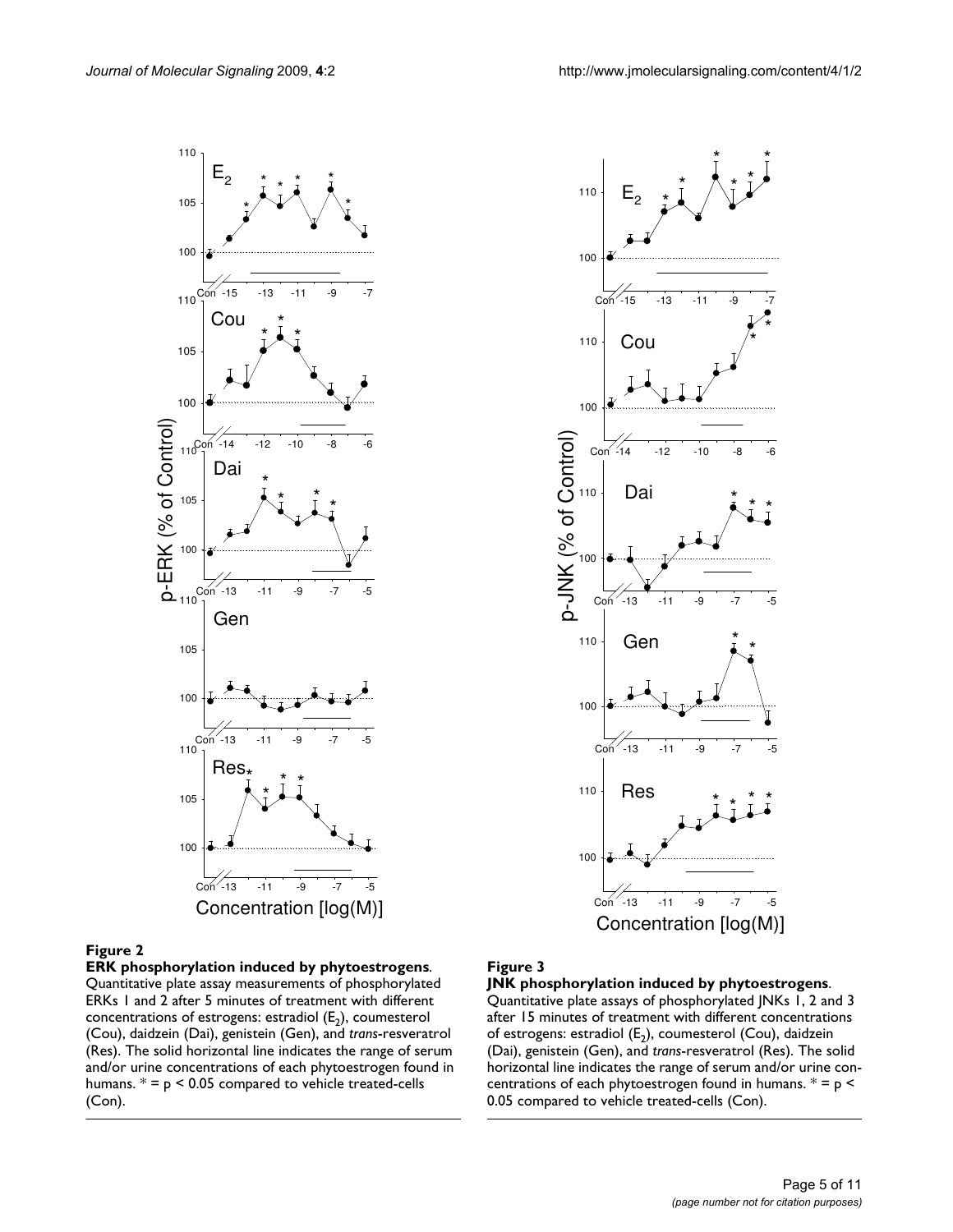**Figure 2**

**ERK phosphorylation induced by phytoestrogens**. Quantitative plate assay measurements of phosphorylated ERKs 1 and 2 after 5 minutes of treatment with different concentrations of estrogens: estradiol ($E_2$), coumesterol (Cou), daidzein (Dai), genistein (Gen), and *trans*-resveratrol (Res). The solid horizontal line indicates the range of serum and/or urine concentrations of each phytoestrogen found in humans. * = $p < 0.05$ compared to vehicle treated-cells (Con).

**Figure 3**

**JNK phosphorylation induced by phytoestrogens**. Quantitative plate assays of phosphorylated JNKs 1, 2 and 3 after 15 minutes of treatment with different concentrations of estrogens: estradiol ($E_2$), coumesterol (Cou), daidzein (Dai), genistein (Gen), and *trans*-resveratrol (Res). The solid horizontal line indicates the range of serum and/or urine concentrations of each phytoestrogen found in humans. * = $p < 0.05$ compared to vehicle treated-cells (Con).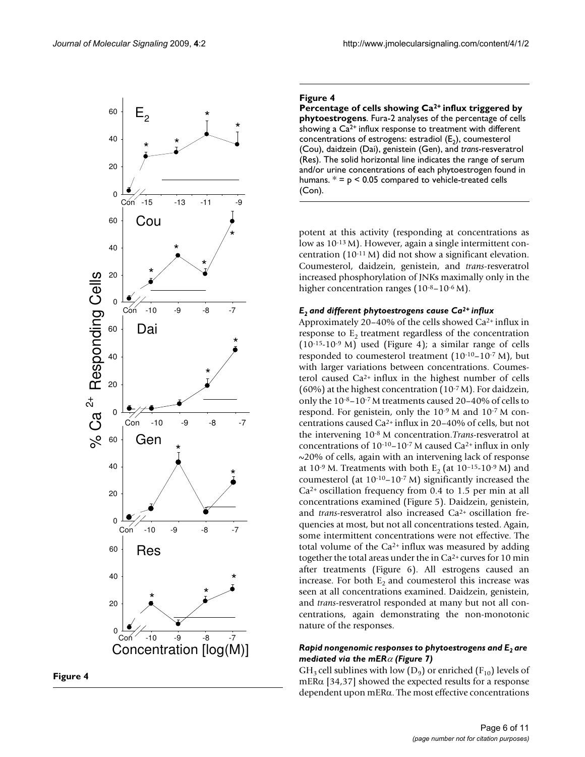**Figure 4**

**Percentage of cells showing $Ca^{2+}$ influx triggered by phytoestrogens**. Fura-2 analyses of the percentage of cells showing a $Ca^{2+}$ influx response to treatment with different concentrations of estrogens: estradiol ($E_2$), coumesterol (Cou), daidzein (Dai), genistein (Gen), and *trans*-resveratrol (Res). The solid horizontal line indicates the range of serum and/or urine concentrations of each phytoestrogen found in humans. * = $p < 0.05$ compared to vehicle-treated cells (Con).

potent at this activity (responding at concentrations as low as $10^{-13}$ M). However, again a single intermittent concentration ($10^{-11}$ M) did not show a significant elevation. Coumesterol, daidzein, genistein, and *trans*-resveratrol increased phosphorylation of JNKs maximally only in the higher concentration ranges ($10^{-8}$–$10^{-6}$ M).

#### *$E_2$ and different phytoestrogens cause $Ca^{2+}$ influx*

Approximately 20–40% of the cells showed $Ca^{2+}$ influx in response to $E_2$ treatment regardless of the concentration ($10^{-15}$-$10^{-9}$ M) used (Figure 4); a similar range of cells responded to coumesterol treatment ($10^{-10}$–$10^{-7}$ M), but with larger variations between concentrations. Coumesterol caused $Ca^{2+}$ influx in the highest number of cells (60%) at the highest concentration ($10^{-7}$ M). For daidzein, only the $10^{-8}$–$10^{-7}$ M treatments caused 20–40% of cells to respond. For genistein, only the $10^{-9}$ M and $10^{-7}$ M concentrations caused $Ca^{2+}$ influx in 20–40% of cells, but not the intervening $10^{-8}$ M concentration.*Trans*-resveratrol at concentrations of $10^{-10}$–$10^{-7}$ M caused $Ca^{2+}$ influx in only ~20% of cells, again with an intervening lack of response at $10^{-9}$ M. Treatments with both $E_2$ (at $10^{-15}$-$10^{-9}$ M) and coumesterol (at $10^{-10}$–$10^{-7}$ M) significantly increased the $Ca^{2+}$ oscillation frequency from 0.4 to 1.5 per min at all concentrations examined (Figure 5). Daidzein, genistein, and *trans*-resveratrol also increased $Ca^{2+}$ oscillation frequencies at most, but not all concentrations tested. Again, some intermittent concentrations were not effective. The total volume of the $Ca^{2+}$ influx was measured by adding together the total areas under the in $Ca^{2+}$ curves for 10 min after treatments (Figure 6). All estrogens caused an increase. For both $E_2$ and coumesterol this increase was seen at all concentrations examined. Daidzein, genistein, and *trans*-resveratrol responded at many but not all concentrations, again demonstrating the non-monotonic nature of the responses.

#### *Rapid nongenomic responses to phytoestrogens and $E_2$ are mediated via the mER$\alpha$ (Figure 7)*

$GH_3$ cell sublines with low ($D_9$) or enriched ($F_{10}$) levels of mER$\alpha$ [34,37] showed the expected results for a response dependent upon mER$\alpha$. The most effective concentrations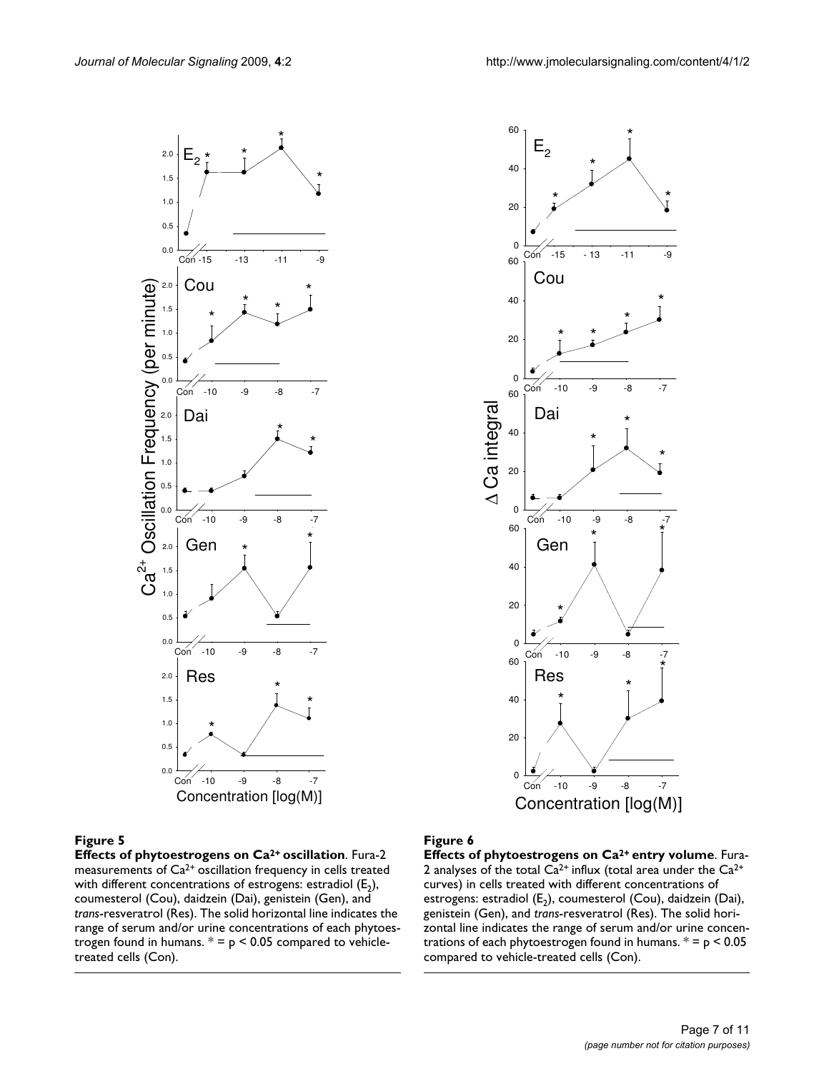**Figure 5**

**Effects of phytoestrogens on $Ca^{2+}$ oscillation**. Fura-2 measurements of $Ca^{2+}$ oscillation frequency in cells treated with different concentrations of estrogens: estradiol ($E_2$), coumesterol (Cou), daidzein (Dai), genistein (Gen), and *trans*-resveratrol (Res). The solid horizontal line indicates the range of serum and/or urine concentrations of each phytoestrogen found in humans. * = $p < 0.05$ compared to vehicle-treated cells (Con).

**Figure 6**

**Effects of phytoestrogens on $Ca^{2+}$ entry volume**. Fura-2 analyses of the total $Ca^{2+}$ influx (total area under the $Ca^{2+}$ curves) in cells treated with different concentrations of estrogens: estradiol ($E_2$), coumesterol (Cou), daidzein (Dai), genistein (Gen), and *trans*-resveratrol (Res). The solid horizontal line indicates the range of serum and/or urine concentrations of each phytoestrogen found in humans. * = $p < 0.05$ compared to vehicle-treated cells (Con).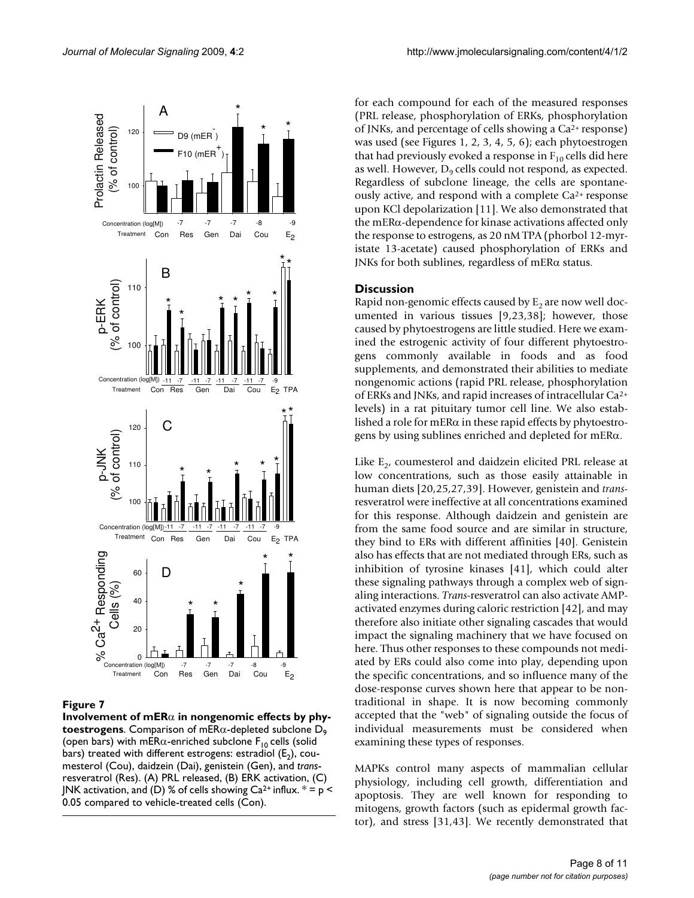**Figure 7**

**Involvement of mERα in nongenomic effects by phytoestrogens**. Comparison of mERα-depleted subclone $D_9$ (open bars) with mERα-enriched subclone $F_{10}$ cells (solid bars) treated with different estrogens: estradiol ($E_2$), coumesterol (Cou), daidzein (Dai), genistein (Gen), and *trans*-resveratrol (Res). (A) PRL released, (B) ERK activation, (C) JNK activation, and (D) % of cells showing $Ca^{2+}$ influx. * = $p < 0.05$ compared to vehicle-treated cells (Con).

for each compound for each of the measured responses (PRL release, phosphorylation of ERKs, phosphorylation of JNKs, and percentage of cells showing a $Ca^{2+}$ response) was used (see Figures 1, 2, 3, 4, 5, 6); each phytoestrogen that had previously evoked a response in $F_{10}$ cells did here as well. However, $D_9$ cells could not respond, as expected. Regardless of subclone lineage, the cells are spontaneously active, and respond with a complete $Ca^{2+}$ response upon KCl depolarization [11]. We also demonstrated that the mERα-dependence for kinase activations affected only the response to estrogens, as 20 nM TPA (phorbol 12-myristate 13-acetate) caused phosphorylation of ERKs and JNKs for both sublines, regardless of mERα status.

## Discussion

Rapid non-genomic effects caused by $E_2$ are now well documented in various tissues [9,23,38]; however, those caused by phytoestrogens are little studied. Here we examined the estrogenic activity of four different phytoestrogens commonly available in foods and as food supplements, and demonstrated their abilities to mediate nongenomic actions (rapid PRL release, phosphorylation of ERKs and JNKs, and rapid increases of intracellular $Ca^{2+}$ levels) in a rat pituitary tumor cell line. We also established a role for mERα in these rapid effects by phytoestrogens by using sublines enriched and depleted for mERα.

Like $E_2$, coumesterol and daidzein elicited PRL release at low concentrations, such as those easily attainable in human diets [20,25,27,39]. However, genistein and *trans*-resveratrol were ineffective at all concentrations examined for this response. Although daidzein and genistein are from the same food source and are similar in structure, they bind to ERs with different affinities [40]. Genistein also has effects that are not mediated through ERs, such as inhibition of tyrosine kinases [41], which could alter these signaling pathways through a complex web of signaling interactions. *Trans*-resveratrol can also activate AMP-activated enzymes during caloric restriction [42], and may therefore also initiate other signaling cascades that would impact the signaling machinery that we have focused on here. Thus other responses to these compounds not mediated by ERs could also come into play, depending upon the specific concentrations, and so influence many of the dose-response curves shown here that appear to be nontraditional in shape. It is now becoming commonly accepted that the "web" of signaling outside the focus of individual measurements must be considered when examining these types of responses.

MAPKs control many aspects of mammalian cellular physiology, including cell growth, differentiation and apoptosis. They are well known for responding to mitogens, growth factors (such as epidermal growth factor), and stress [31,43]. We recently demonstrated that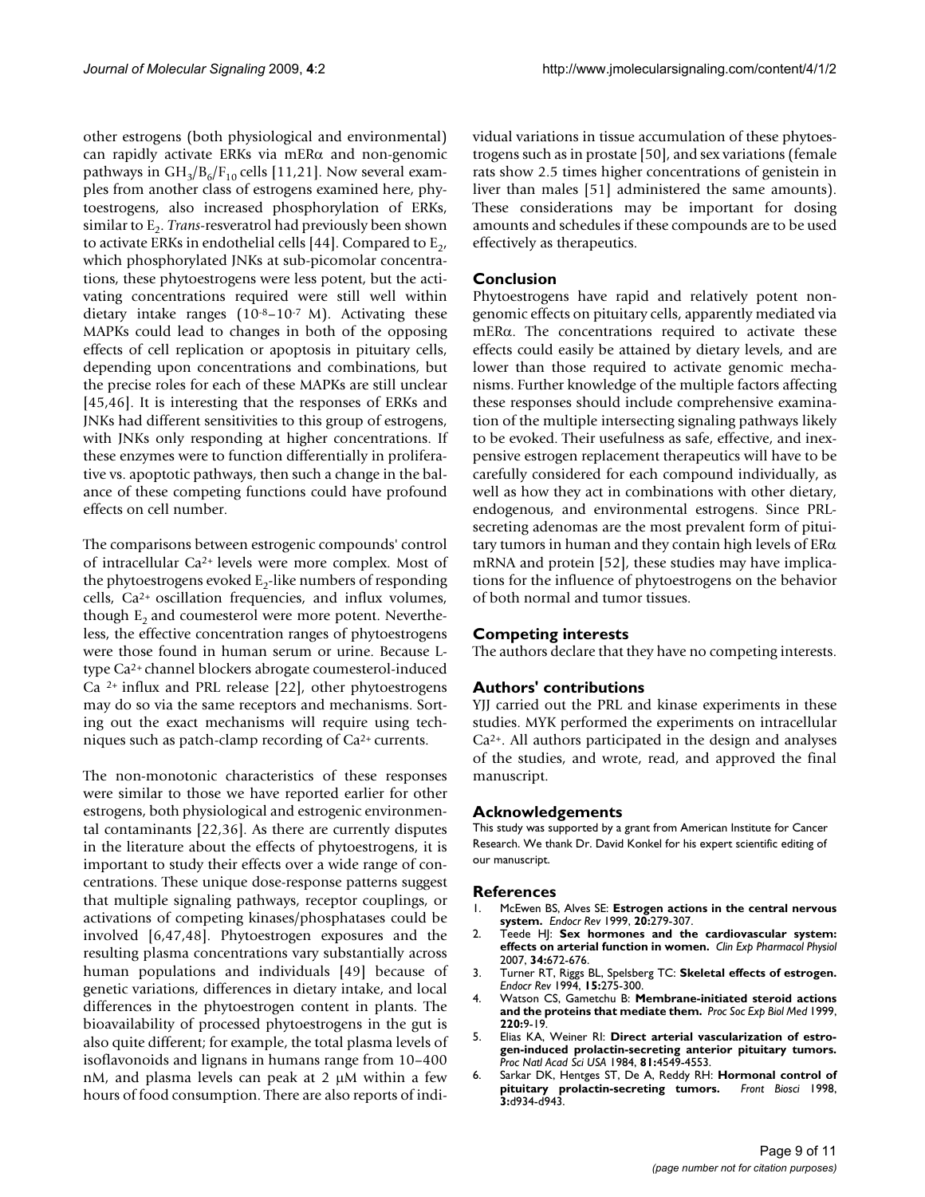other estrogens (both physiological and environmental) can rapidly activate ERKs via mERα and non-genomic pathways in $GH_3/B_6/F_{10}$ cells [11,21]. Now several examples from another class of estrogens examined here, phytoestrogens, also increased phosphorylation of ERKs, similar to $E_2$. *Trans*-resveratrol had previously been shown to activate ERKs in endothelial cells [44]. Compared to $E_2$, which phosphorylated JNKs at sub-picomolar concentrations, these phytoestrogens were less potent, but the activating concentrations required were still well within dietary intake ranges ($10^{-8}$–$10^{-7}$ M). Activating these MAPKs could lead to changes in both of the opposing effects of cell replication or apoptosis in pituitary cells, depending upon concentrations and combinations, but the precise roles for each of these MAPKs are still unclear [45,46]. It is interesting that the responses of ERKs and JNKs had different sensitivities to this group of estrogens, with JNKs only responding at higher concentrations. If these enzymes were to function differentially in proliferative vs. apoptotic pathways, then such a change in the balance of these competing functions could have profound effects on cell number.

The comparisons between estrogenic compounds' control of intracellular $Ca^{2+}$ levels were more complex. Most of the phytoestrogens evoked $E_2$-like numbers of responding cells, $Ca^{2+}$ oscillation frequencies, and influx volumes, though $E_2$ and coumesterol were more potent. Nevertheless, the effective concentration ranges of phytoestrogens were those found in human serum or urine. Because L-type $Ca^{2+}$ channel blockers abrogate coumesterol-induced $Ca^{2+}$ influx and PRL release [22], other phytoestrogens may do so via the same receptors and mechanisms. Sorting out the exact mechanisms will require using techniques such as patch-clamp recording of $Ca^{2+}$ currents.

The non-monotonic characteristics of these responses were similar to those we have reported earlier for other estrogens, both physiological and estrogenic environmental contaminants [22,36]. As there are currently disputes in the literature about the effects of phytoestrogens, it is important to study their effects over a wide range of concentrations. These unique dose-response patterns suggest that multiple signaling pathways, receptor couplings, or activations of competing kinases/phosphatases could be involved [6,47,48]. Phytoestrogen exposures and the resulting plasma concentrations vary substantially across human populations and individuals [49] because of genetic variations, differences in dietary intake, and local differences in the phytoestrogen content in plants. The bioavailability of processed phytoestrogens in the gut is also quite different; for example, the total plasma levels of isoflavonoids and lignans in humans range from 10–400 nM, and plasma levels can peak at 2 μM within a few hours of food consumption. There are also reports of individual variations in tissue accumulation of these phytoestrogens such as in prostate [50], and sex variations (female rats show 2.5 times higher concentrations of genistein in liver than males [51] administered the same amounts). These considerations may be important for dosing amounts and schedules if these compounds are to be used effectively as therapeutics.

## Conclusion

Phytoestrogens have rapid and relatively potent non-genomic effects on pituitary cells, apparently mediated via mERα. The concentrations required to activate these effects could easily be attained by dietary levels, and are lower than those required to activate genomic mechanisms. Further knowledge of the multiple factors affecting these responses should include comprehensive examination of the multiple intersecting signaling pathways likely to be evoked. Their usefulness as safe, effective, and inexpensive estrogen replacement therapeutics will have to be carefully considered for each compound individually, as well as how they act in combinations with other dietary, endogenous, and environmental estrogens. Since PRL-secreting adenomas are the most prevalent form of pituitary tumors in human and they contain high levels of ERα mRNA and protein [52], these studies may have implications for the influence of phytoestrogens on the behavior of both normal and tumor tissues.

## Competing interests

The authors declare that they have no competing interests.

## Authors' contributions

YJJ carried out the PRL and kinase experiments in these studies. MYK performed the experiments on intracellular $Ca^{2+}$. All authors participated in the design and analyses of the studies, and wrote, read, and approved the final manuscript.

## Acknowledgements

This study was supported by a grant from American Institute for Cancer Research. We thank Dr. David Konkel for his expert scientific editing of our manuscript.

## References

1. McEwen BS, Alves SE: **Estrogen actions in the central nervous system.** *Endocr Rev* 1999, **20:**279-307.
2. Teede HJ: **Sex hormones and the cardiovascular system: effects on arterial function in women.** *Clin Exp Pharmacol Physiol* 2007, **34:**672-676.
3. Turner RT, Riggs BL, Spelsberg TC: **Skeletal effects of estrogen.** *Endocr Rev* 1994, **15:**275-300.
4. Watson CS, Gametchu B: **Membrane-initiated steroid actions and the proteins that mediate them.** *Proc Soc Exp Biol Med* 1999, **220:**9-19.
5. Elias KA, Weiner RI: **Direct arterial vascularization of estrogen-induced prolactin-secreting anterior pituitary tumors.** *Proc Natl Acad Sci USA* 1984, **81:**4549-4553.
6. Sarkar DK, Hentges ST, De A, Reddy RH: **Hormonal control of pituitary prolactin-secreting tumors.** *Front Biosci* 1998, **3:**d934-d943.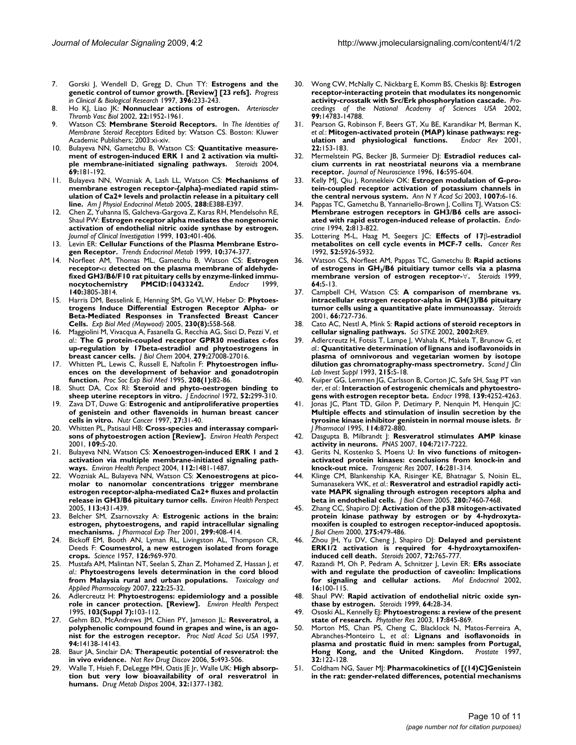7. Gorski J, Wendell D, Gregg D, Chun TY: **Estrogens and the genetic control of tumor growth. [Review] [23 refs].** *Progress in Clinical & Biological Research* 1997, **396:**233-243.
8. Ho KJ, Liao JK: **Nonnuclear actions of estrogen.** *Arterioscler Thromb Vasc Biol* 2002, **22:**1952-1961.
9. Watson CS: **Membrane Steroid Receptors.** In *The Identities of Membrane Steroid Receptors* Edited by: Watson CS. Boston: Kluwer Academic Publishers; 2003:xi-xiv.
10. Bulayeva NN, Gametchu B, Watson CS: **Quantitative measurement of estrogen-induced ERK 1 and 2 activation via multiple membrane-initiated signaling pathways.** *Steroids* 2004, **69:**181-192.
11. Bulayeva NN, Wozniak A, Lash LL, Watson CS: **Mechanisms of membrane estrogen receptor-{alpha}-mediated rapid stimulation of Ca2+ levels and prolactin release in a pituitary cell line.** *Am J Physiol Endocrinol Metab* 2005, **288:**E388-E397.
12. Chen Z, Yuhanna IS, Galcheva-Gargova Z, Karas RH, Mendelsohn RE, Shaul PW: **Estrogen receptor alpha mediates the nongenomic activation of endothelial nitric oxide synthase by estrogen.** *Journal of Clinical Investigation* 1999, **103:**401-406.
13. Levin ER: **Cellular Functions of the Plasma Membrane Estrogen Receptor.** *Trends Endocrinol Metab* 1999, **10:**374-377.
14. Norfleet AM, Thomas ML, Gametchu B, Watson CS: **Estrogen receptor-α detected on the plasma membrane of aldehyde-fixed GH3/B6/F10 rat pituitary cells by enzyme-linked immunocytochemistry PMCID:10433242.** *Endocr* 1999, **140:**3805-3814.
15. Harris DM, Besselink E, Henning SM, Go VLW, Heber D: **Phytoestrogens Induce Differential Estrogen Receptor Alpha- or Beta-Mediated Responses in Transfected Breast Cancer Cells.** *Exp Biol Med (Maywood)* 2005, **230(8):**558-568.
16. Maggiolini M, Vivacqua A, Fasanella G, Recchia AG, Sisci D, Pezzi V, *et al.*: **The G protein-coupled receptor GPR30 mediates c-fos up-regulation by 17beta-estradiol and phytoestrogens in breast cancer cells.** *J Biol Chem* 2004, **279:**27008-27016.
17. Whitten PL, Lewis C, Russell E, Naftolin F: **Phytoestrogen influences on the development of behavior and gonadotropin function.** *Proc Soc Exp Biol Med* 1995, **208(1):**82-86.
18. Shutt DA, Cox RI: **Steroid and phyto-oestrogen binding to sheep uterine receptors in vitro.** *J Endocrinol* 1972, **52:**299-310.
19. Zava DT, Duwe G: **Estrogenic and antiproliferative properties of genistein and other flavenoids in human breast cancer cells in vitro.** *Nutr Cancer* 1997, **27:**31-40.
20. Whitten PL, Patisaul HB: **Cross-species and interassay comparisons of phytoestrogen action [Review].** *Environ Health Perspect* 2001, **109:**5-20.
21. Bulayeva NN, Watson CS: **Xenoestrogen-induced ERK 1 and 2 activation via multiple membrane-initiated signaling pathways.** *Environ Health Perspect* 2004, **112:**1481-1487.
22. Wozniak AL, Bulayeva NN, Watson CS: **Xenoestrogens at picomolar to nanomolar concentrations trigger membrane estrogen receptor-alpha-mediated Ca2+ fluxes and prolactin release in GH3/B6 pituitary tumor cells.** *Environ Health Perspect* 2005, **113:**431-439.
23. Belcher SM, Zsarnovszky A: **Estrogenic actions in the brain: estrogen, phytoestrogens, and rapid intracellular signaling mechanisms.** *J Pharmacol Exp Ther* 2001, **299:**408-414.
24. Bickoff EM, Booth AN, Lyman RL, Livingston AL, Thompson CR, Deeds F: **Coumestrol, a new estrogen isolated from forage crops.** *Science* 1957, **126:**969-970.
25. Mustafa AM, Malintan NT, Seelan S, Zhan Z, Mohamed Z, Hassan J, *et al.*: **Phytoestrogens levels determination in the cord blood from Malaysia rural and urban populations.** *Toxicology and Applied Pharmacology* 2007, **222:**25-32.
26. Adlercreutz H: **Phytoestrogens: epidemiology and a possible role in cancer protection. [Review].** *Environ Health Perspect* 1995, **103(Suppl 7):**103-112.
27. Gehm BD, McAndrews JM, Chien PY, Jameson JL: **Resveratrol, a polyphenolic compound found in grapes and wine, is an agonist for the estrogen receptor.** *Proc Natl Acad Sci USA* 1997, **94:**14138-14143.
28. Baur JA, Sinclair DA: **Therapeutic potential of resveratrol: the in vivo evidence.** *Nat Rev Drug Discov* 2006, **5:**493-506.
29. Walle T, Hsieh F, DeLegge MH, Oatis JE Jr, Walle UK: **High absorption but very low bioavailability of oral resveratrol in humans.** *Drug Metab Dispos* 2004, **32:**1377-1382.
30. Wong CW, McNally C, Nickbarg E, Komm BS, Cheskis BJ: **Estrogen receptor-interacting protein that modulates its nongenomic activity-crosstalk with Src/Erk phosphorylation cascade.** *Proceedings of the National Academy of Sciences USA* 2002, **99:**14783-14788.
31. Pearson G, Robinson F, Beers GT, Xu BE, Karandikar M, Berman K, *et al.*: **Mitogen-activated protein (MAP) kinase pathways: regulation and physiological functions.** *Endocr Rev* 2001, **22:**153-183.
32. Mermelstein PG, Becker JB, Surmeier DJ: **Estradiol reduces calcium currents in rat neostriatal neurons via a membrane receptor.** *Journal of Neuroscience* 1996, **16:**595-604.
33. Kelly MJ, Qiu J, Ronnekleiv OK: **Estrogen modulation of G-protein-coupled receptor activation of potassium channels in the central nervous system.** *Ann N Y Acad Sci* 2003, **1007:**6-16.
34. Pappas TC, Gametchu B, Yannariello-Brown J, Collins TJ, Watson CS: **Membrane estrogen receptors in GH3/B6 cells are associated with rapid estrogen-induced release of prolactin.** *Endocrine* 1994, **2:**813-822.
35. Lottering M-L, Haag M, Seegers JC: **Effects of 17β-estradiol metabolites on cell cycle events in MCF-7 cells.** *Cancer Res* 1992, **52:**5926-5932.
36. Watson CS, Norfleet AM, Pappas TC, Gametchu B: **Rapid actions of estrogens in $GH_3$/B6 pituitary tumor cells via a plasma membrane version of estrogen receptor-∀.** *Steroids* 1999, **64:**5-13.
37. Campbell CH, Watson CS: **A comparison of membrane vs. intracellular estrogen receptor-alpha in GH(3)/B6 pituitary tumor cells using a quantitative plate immunoassay.** *Steroids* 2001, **66:**727-736.
38. Cato AC, Nestl A, Mink S: **Rapid actions of steroid receptors in cellular signaling pathways.** *Sci STKE* 2002, **2002:**RE9.
39. Adlercreutz H, Fotsis T, Lampe J, Wahala K, Makela T, Brunow G, *et al.*: **Quantitative determination of lignans and isoflavonoids in plasma of omnivorous and vegetarian women by isotope dilution gas chromatography-mass spectrometry.** *Scand J Clin Lab Invest Suppl* 1993, **215:**5-18.
40. Kuiper GG, Lemmen JG, Carlsson B, Corton JC, Safe SH, Saag PT van der, *et al.*: **Interaction of estrogenic chemicals and phytoestrogens with estrogen receptor beta.** *Endocr* 1998, **139:**4252-4263.
41. Jonas JC, Plant TD, Gilon P, Detimary P, Nenquin M, Henquin JC: **Multiple effects and stimulation of insulin secretion by the tyrosine kinase inhibitor genistein in normal mouse islets.** *Br J Pharmacol* 1995, **114:**872-880.
42. Dasgupta B, Milbrandt J: **Resveratrol stimulates AMP kinase activity in neurons.** *PNAS* 2007, **104:**7217-7222.
43. Gerits N, Kostenko S, Moens U: **In vivo functions of mitogen-activated protein kinases: conclusions from knock-in and knock-out mice.** *Transgenic Res* 2007, **16:**281-314.
44. Klinge CM, Blankenship KA, Risinger KE, Bhatnagar S, Noisin EL, Sumanasekera WK, *et al.*: **Resveratrol and estradiol rapidly activate MAPK signaling through estrogen receptors alpha and beta in endothelial cells.** *J Biol Chem* 2005, **280:**7460-7468.
45. Zhang CC, Shapiro DJ: **Activation of the p38 mitogen-activated protein kinase pathway by estrogen or by 4-hydroxytamoxifen is coupled to estrogen receptor-induced apoptosis.** *J Biol Chem* 2000, **275:**479-486.
46. Zhou JH, Yu DV, Cheng J, Shapiro DJ: **Delayed and persistent ERK1/2 activation is required for 4-hydroxytamoxifen-induced cell death.** *Steroids* 2007, **72:**765-777.
47. Razandi M, Oh P, Pedram A, Schnitzer J, Levin ER: **ERs associate with and regulate the production of caveolin: Implications for signaling and cellular actions.** *Mol Endocrinol* 2002, **16:**100-115.
48. Shaul PW: **Rapid activation of endothelial nitric oxide synthase by estrogen.** *Steroids* 1999, **64:**28-34.
49. Ososki AL, Kennelly EJ: **Phytoestrogens: a review of the present state of research.** *Phytother Res* 2003, **17:**845-869.
50. Morton MS, Chan PS, Cheng C, Blacklock N, Matos-Ferreira A, Abranches-Monteiro L, *et al.*: **Lignans and isoflavonoids in plasma and prostatic fluid in men: samples from Portugal, Hong Kong, and the United Kingdom.** *Prostate* 1997, **32:**122-128.
51. Coldham NG, Sauer MJ: **Pharmacokinetics of [(14)C]Genistein in the rat: gender-related differences, potential mechanisms**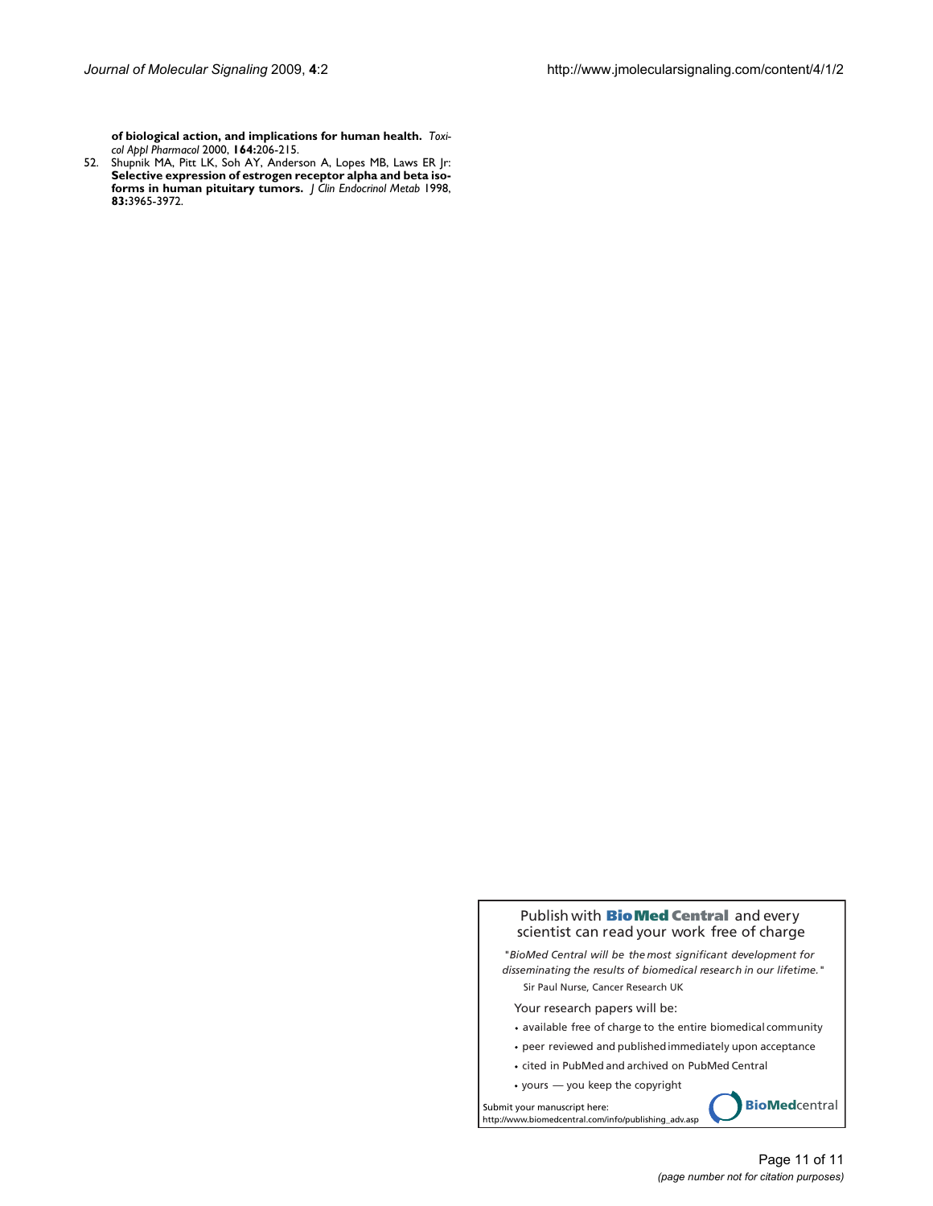**of biological action, and implications for human health.** *Toxicol Appl Pharmacol* 2000, **164:**206-215.

52. Shupnik MA, Pitt LK, Soh AY, Anderson A, Lopes MB, Laws ER Jr: **Selective expression of estrogen receptor alpha and beta isoforms in human pituitary tumors.** *J Clin Endocrinol Metab* 1998, **83:**3965-3972.

Publish with **BioMed Central** and every scientist can read your work free of charge

*"BioMed Central will be the most significant development for disseminating the results of biomedical research in our lifetime."*

Sir Paul Nurse, Cancer Research UK

Your research papers will be:

- available free of charge to the entire biomedical community
- peer reviewed and published immediately upon acceptance
- cited in PubMed and archived on PubMed Central
- yours — you keep the copyright

Submit your manuscript here:
http://www.biomedcentral.com/info/publishing_adv.asp

**BioMed**central